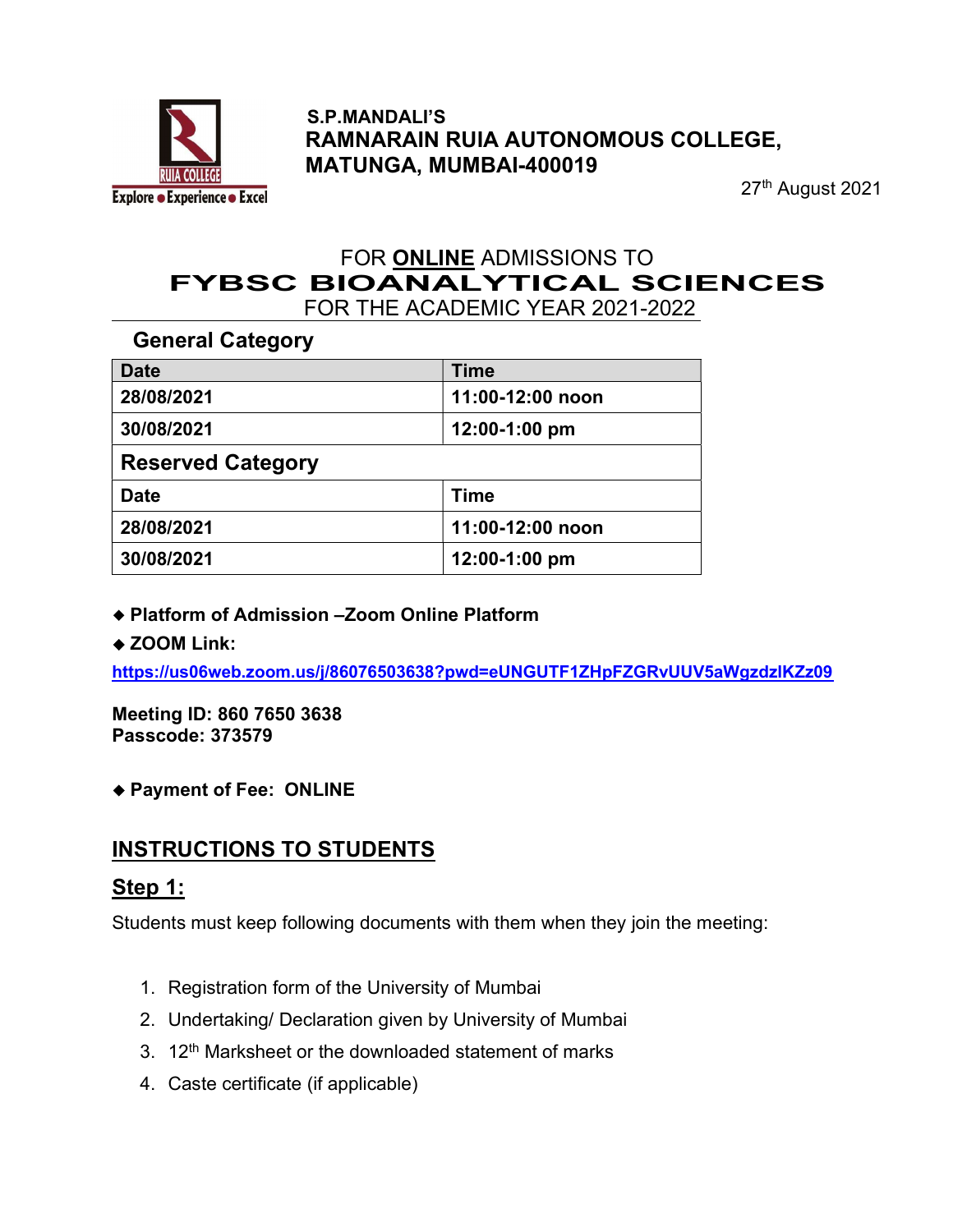S.P.MANDALI'S

**RAMNARAIN RUIA AUTONOMOUS COLLEGE, MATUNGA, MUMBAI-400019**

27th August 2021

# FOR **ONLINE** ADMISSIONS TO FYBSC BIOANALYTICAL SCIENCES FOR THE ACADEMIC YEAR 2021-2022

## General Category

| Date | Time |
|---|---|
| 28/08/2021 | 11:00-12:00 noon |
| 30/08/2021 | 12:00-1:00 pm |
| **Reserved Category** | |
| Date | Time |
| 28/08/2021 | 11:00-12:00 noon |
| 30/08/2021 | 12:00-1:00 pm |

- **Platform of Admission –Zoom Online Platform**
- **ZOOM Link:**

**https://us06web.zoom.us/j/86076503638?pwd=eUNGUTF1ZHpFZGRvUUV5aWgzdzlKZz09**

**Meeting ID: 860 7650 3638**
**Passcode: 373579**

- **Payment of Fee: ONLINE**

## INSTRUCTIONS TO STUDENTS

### Step 1:

Students must keep following documents with them when they join the meeting:

1. Registration form of the University of Mumbai
2. Undertaking/ Declaration given by University of Mumbai
3. 12th Marksheet or the downloaded statement of marks
4. Caste certificate (if applicable)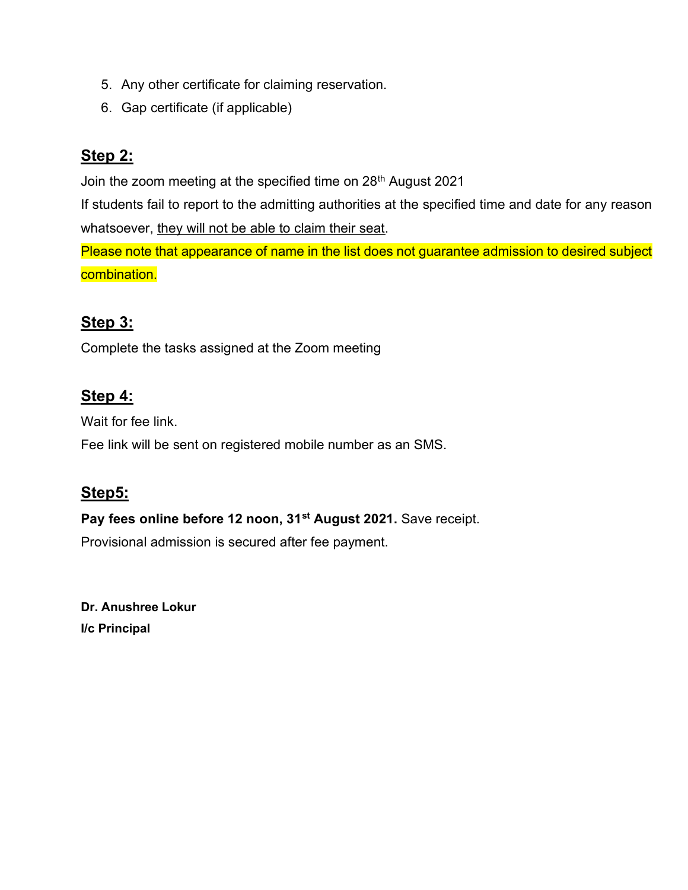5. Any other certificate for claiming reservation.
6. Gap certificate (if applicable)

## Step 2:

Join the zoom meeting at the specified time on 28th August 2021

If students fail to report to the admitting authorities at the specified time and date for any reason whatsoever, they will not be able to claim their seat.

Please note that appearance of name in the list does not guarantee admission to desired subject combination.

## Step 3:

Complete the tasks assigned at the Zoom meeting

## Step 4:

Wait for fee link.

Fee link will be sent on registered mobile number as an SMS.

## Step5:

**Pay fees online before 12 noon, 31st August 2021.** Save receipt.

Provisional admission is secured after fee payment.

**Dr. Anushree Lokur**
**I/c Principal**